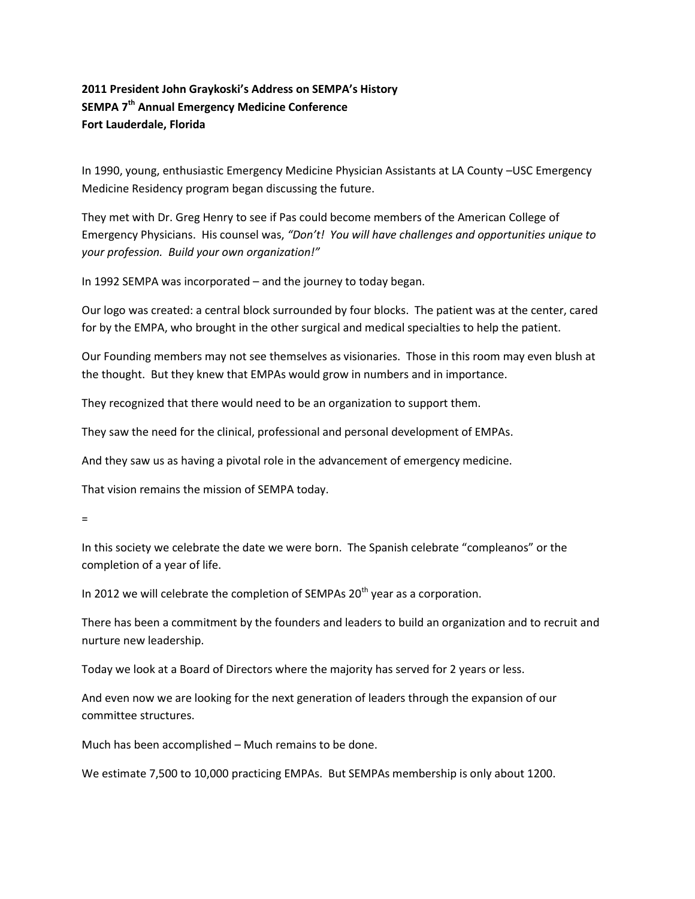**2011 President John Graykoski's Address on SEMPA's History**
**SEMPA 7th Annual Emergency Medicine Conference**
**Fort Lauderdale, Florida**

In 1990, young, enthusiastic Emergency Medicine Physician Assistants at LA County –USC Emergency Medicine Residency program began discussing the future.

They met with Dr. Greg Henry to see if Pas could become members of the American College of Emergency Physicians. His counsel was, *"Don't! You will have challenges and opportunities unique to your profession. Build your own organization!"*

In 1992 SEMPA was incorporated – and the journey to today began.

Our logo was created: a central block surrounded by four blocks. The patient was at the center, cared for by the EMPA, who brought in the other surgical and medical specialties to help the patient.

Our Founding members may not see themselves as visionaries. Those in this room may even blush at the thought. But they knew that EMPAs would grow in numbers and in importance.

They recognized that there would need to be an organization to support them.

They saw the need for the clinical, professional and personal development of EMPAs.

And they saw us as having a pivotal role in the advancement of emergency medicine.

That vision remains the mission of SEMPA today.

=

In this society we celebrate the date we were born. The Spanish celebrate "compleanos" or the completion of a year of life.

In 2012 we will celebrate the completion of SEMPAs 20th year as a corporation.

There has been a commitment by the founders and leaders to build an organization and to recruit and nurture new leadership.

Today we look at a Board of Directors where the majority has served for 2 years or less.

And even now we are looking for the next generation of leaders through the expansion of our committee structures.

Much has been accomplished – Much remains to be done.

We estimate 7,500 to 10,000 practicing EMPAs. But SEMPAs membership is only about 1200.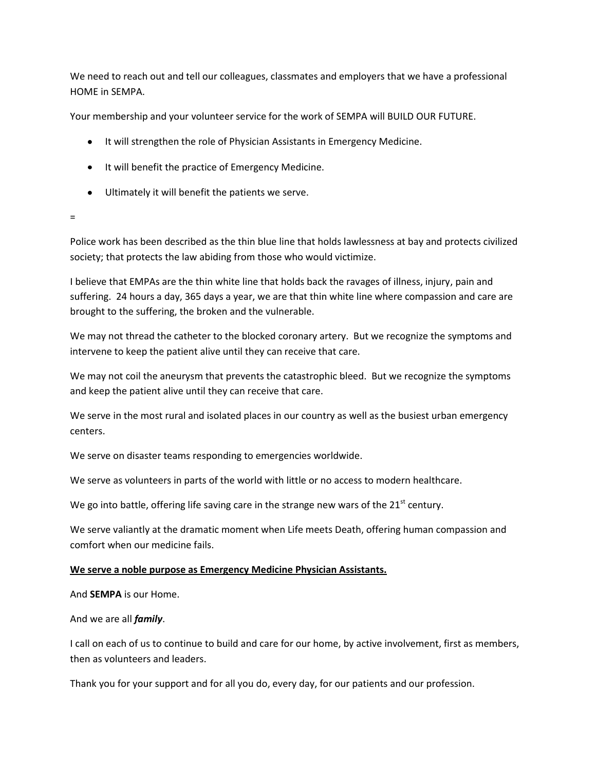We need to reach out and tell our colleagues, classmates and employers that we have a professional HOME in SEMPA.

Your membership and your volunteer service for the work of SEMPA will BUILD OUR FUTURE.

- It will strengthen the role of Physician Assistants in Emergency Medicine.
- It will benefit the practice of Emergency Medicine.
- Ultimately it will benefit the patients we serve.

=

Police work has been described as the thin blue line that holds lawlessness at bay and protects civilized society; that protects the law abiding from those who would victimize.

I believe that EMPAs are the thin white line that holds back the ravages of illness, injury, pain and suffering. 24 hours a day, 365 days a year, we are that thin white line where compassion and care are brought to the suffering, the broken and the vulnerable.

We may not thread the catheter to the blocked coronary artery. But we recognize the symptoms and intervene to keep the patient alive until they can receive that care.

We may not coil the aneurysm that prevents the catastrophic bleed. But we recognize the symptoms and keep the patient alive until they can receive that care.

We serve in the most rural and isolated places in our country as well as the busiest urban emergency centers.

We serve on disaster teams responding to emergencies worldwide.

We serve as volunteers in parts of the world with little or no access to modern healthcare.

We go into battle, offering life saving care in the strange new wars of the 21st century.

We serve valiantly at the dramatic moment when Life meets Death, offering human compassion and comfort when our medicine fails.

<u>**We serve a noble purpose as Emergency Medicine Physician Assistants.**</u>

And **SEMPA** is our Home.

And we are all ***family***.

I call on each of us to continue to build and care for our home, by active involvement, first as members, then as volunteers and leaders.

Thank you for your support and for all you do, every day, for our patients and our profession.